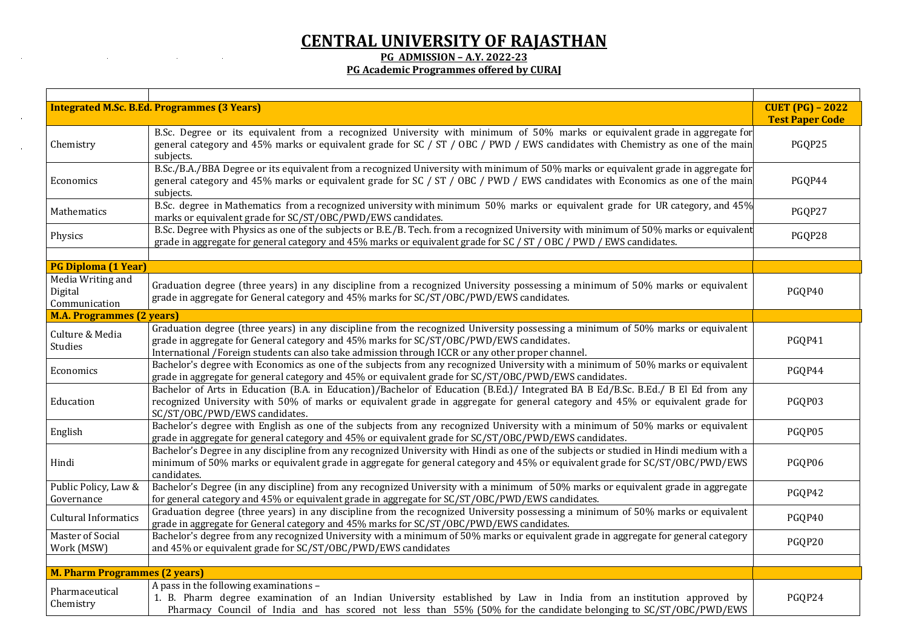# CENTRAL UNIVERSITY OF RAJASTHAN

**PG ADMISSION – A.Y. 2022-23**

**PG Academic Programmes offered by CURAJ**

| | | |
|---|---|---|
| **Integrated M.Sc. B.Ed. Programmes (3 Years)** | | **CUET (PG) – 2022 Test Paper Code** |
| Chemistry | B.Sc. Degree or its equivalent from a recognized University with minimum of 50% marks or equivalent grade in aggregate for general category and 45% marks or equivalent grade for SC / ST / OBC / PWD / EWS candidates with Chemistry as one of the main subjects. | PGQP25 |
| Economics | B.Sc./B.A./BBA Degree or its equivalent from a recognized University with minimum of 50% marks or equivalent grade in aggregate for general category and 45% marks or equivalent grade for SC / ST / OBC / PWD / EWS candidates with Economics as one of the main subjects. | PGQP44 |
| Mathematics | B.Sc. degree in Mathematics from a recognized university with minimum 50% marks or equivalent grade for UR category, and 45% marks or equivalent grade for SC/ST/OBC/PWD/EWS candidates. | PGQP27 |
| Physics | B.Sc. Degree with Physics as one of the subjects or B.E./B. Tech. from a recognized University with minimum of 50% marks or equivalent grade in aggregate for general category and 45% marks or equivalent grade for SC / ST / OBC / PWD / EWS candidates. | PGQP28 |
| | | |
| **PG Diploma (1 Year)** | | |
| Media Writing and Digital Communication | Graduation degree (three years) in any discipline from a recognized University possessing a minimum of 50% marks or equivalent grade in aggregate for General category and 45% marks for SC/ST/OBC/PWD/EWS candidates. | PGQP40 |
| **M.A. Programmes (2 years)** | | |
| Culture & Media Studies | Graduation degree (three years) in any discipline from the recognized University possessing a minimum of 50% marks or equivalent grade in aggregate for General category and 45% marks for SC/ST/OBC/PWD/EWS candidates.<br>International /Foreign students can also take admission through ICCR or any other proper channel. | PGQP41 |
| Economics | Bachelor's degree with Economics as one of the subjects from any recognized University with a minimum of 50% marks or equivalent grade in aggregate for general category and 45% or equivalent grade for SC/ST/OBC/PWD/EWS candidates. | PGQP44 |
| Education | Bachelor of Arts in Education (B.A. in Education)/Bachelor of Education (B.Ed.)/ Integrated BA B Ed/B.Sc. B.Ed./ B El Ed from any recognized University with 50% of marks or equivalent grade in aggregate for general category and 45% or equivalent grade for SC/ST/OBC/PWD/EWS candidates. | PGQP03 |
| English | Bachelor's degree with English as one of the subjects from any recognized University with a minimum of 50% marks or equivalent grade in aggregate for general category and 45% or equivalent grade for SC/ST/OBC/PWD/EWS candidates. | PGQP05 |
| Hindi | Bachelor's Degree in any discipline from any recognized University with Hindi as one of the subjects or studied in Hindi medium with a minimum of 50% marks or equivalent grade in aggregate for general category and 45% or equivalent grade for SC/ST/OBC/PWD/EWS candidates. | PGQP06 |
| Public Policy, Law & Governance | Bachelor's Degree (in any discipline) from any recognized University with a minimum of 50% marks or equivalent grade in aggregate for general category and 45% or equivalent grade in aggregate for SC/ST/OBC/PWD/EWS candidates. | PGQP42 |
| Cultural Informatics | Graduation degree (three years) in any discipline from the recognized University possessing a minimum of 50% marks or equivalent grade in aggregate for General category and 45% marks for SC/ST/OBC/PWD/EWS candidates. | PGQP40 |
| Master of Social Work (MSW) | Bachelor's degree from any recognized University with a minimum of 50% marks or equivalent grade in aggregate for general category and 45% or equivalent grade for SC/ST/OBC/PWD/EWS candidates | PGQP20 |
| | | |
| **M. Pharm Programmes (2 years)** | | |
| Pharmaceutical Chemistry | A pass in the following examinations –<br>1. B. Pharm degree examination of an Indian University established by Law in India from an institution approved by Pharmacy Council of India and has scored not less than 55% (50% for the candidate belonging to SC/ST/OBC/PWD/EWS | PGQP24 |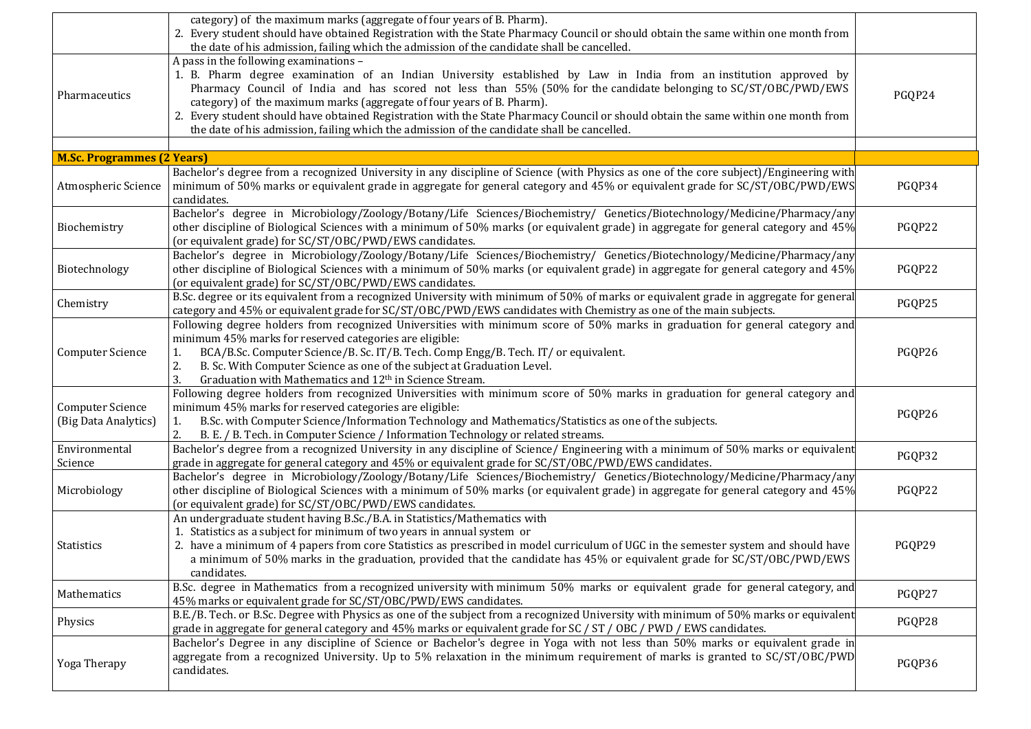| | | |
|---|---|---|
| | category) of the maximum marks (aggregate of four years of B. Pharm).<br>2. Every student should have obtained Registration with the State Pharmacy Council or should obtain the same within one month from the date of his admission, failing which the admission of the candidate shall be cancelled. | |
| Pharmaceutics | A pass in the following examinations –<br>1. B. Pharm degree examination of an Indian University established by Law in India from an institution approved by Pharmacy Council of India and has scored not less than 55% (50% for the candidate belonging to SC/ST/OBC/PWD/EWS category) of the maximum marks (aggregate of four years of B. Pharm).<br>2. Every student should have obtained Registration with the State Pharmacy Council or should obtain the same within one month from the date of his admission, failing which the admission of the candidate shall be cancelled. | PGQP24 |
| | | |
| **M.Sc. Programmes (2 Years)** | | |
| Atmospheric Science | Bachelor's degree from a recognized University in any discipline of Science (with Physics as one of the core subject)/Engineering with minimum of 50% marks or equivalent grade in aggregate for general category and 45% or equivalent grade for SC/ST/OBC/PWD/EWS candidates. | PGQP34 |
| Biochemistry | Bachelor's degree in Microbiology/Zoology/Botany/Life Sciences/Biochemistry/ Genetics/Biotechnology/Medicine/Pharmacy/any other discipline of Biological Sciences with a minimum of 50% marks (or equivalent grade) in aggregate for general category and 45% (or equivalent grade) for SC/ST/OBC/PWD/EWS candidates. | PGQP22 |
| Biotechnology | Bachelor's degree in Microbiology/Zoology/Botany/Life Sciences/Biochemistry/ Genetics/Biotechnology/Medicine/Pharmacy/any other discipline of Biological Sciences with a minimum of 50% marks (or equivalent grade) in aggregate for general category and 45% (or equivalent grade) for SC/ST/OBC/PWD/EWS candidates. | PGQP22 |
| Chemistry | B.Sc. degree or its equivalent from a recognized University with minimum of 50% of marks or equivalent grade in aggregate for general category and 45% or equivalent grade for SC/ST/OBC/PWD/EWS candidates with Chemistry as one of the main subjects. | PGQP25 |
| Computer Science | Following degree holders from recognized Universities with minimum score of 50% marks in graduation for general category and minimum 45% marks for reserved categories are eligible:<br>1. BCA/B.Sc. Computer Science/B. Sc. IT/B. Tech. Comp Engg/B. Tech. IT/ or equivalent.<br>2. B. Sc. With Computer Science as one of the subject at Graduation Level.<br>3. Graduation with Mathematics and 12th in Science Stream. | PGQP26 |
| Computer Science (Big Data Analytics) | Following degree holders from recognized Universities with minimum score of 50% marks in graduation for general category and minimum 45% marks for reserved categories are eligible:<br>1. B.Sc. with Computer Science/Information Technology and Mathematics/Statistics as one of the subjects.<br>2. B. E. / B. Tech. in Computer Science / Information Technology or related streams. | PGQP26 |
| Environmental Science | Bachelor's degree from a recognized University in any discipline of Science/ Engineering with a minimum of 50% marks or equivalent grade in aggregate for general category and 45% or equivalent grade for SC/ST/OBC/PWD/EWS candidates. | PGQP32 |
| Microbiology | Bachelor's degree in Microbiology/Zoology/Botany/Life Sciences/Biochemistry/ Genetics/Biotechnology/Medicine/Pharmacy/any other discipline of Biological Sciences with a minimum of 50% marks (or equivalent grade) in aggregate for general category and 45% (or equivalent grade) for SC/ST/OBC/PWD/EWS candidates. | PGQP22 |
| Statistics | An undergraduate student having B.Sc./B.A. in Statistics/Mathematics with<br>1. Statistics as a subject for minimum of two years in annual system or<br>2. have a minimum of 4 papers from core Statistics as prescribed in model curriculum of UGC in the semester system and should have a minimum of 50% marks in the graduation, provided that the candidate has 45% or equivalent grade for SC/ST/OBC/PWD/EWS candidates. | PGQP29 |
| Mathematics | B.Sc. degree in Mathematics from a recognized university with minimum 50% marks or equivalent grade for general category, and 45% marks or equivalent grade for SC/ST/OBC/PWD/EWS candidates. | PGQP27 |
| Physics | B.E./B. Tech. or B.Sc. Degree with Physics as one of the subject from a recognized University with minimum of 50% marks or equivalent grade in aggregate for general category and 45% marks or equivalent grade for SC / ST / OBC / PWD / EWS candidates. | PGQP28 |
| Yoga Therapy | Bachelor's Degree in any discipline of Science or Bachelor's degree in Yoga with not less than 50% marks or equivalent grade in aggregate from a recognized University. Up to 5% relaxation in the minimum requirement of marks is granted to SC/ST/OBC/PWD candidates. | PGQP36 |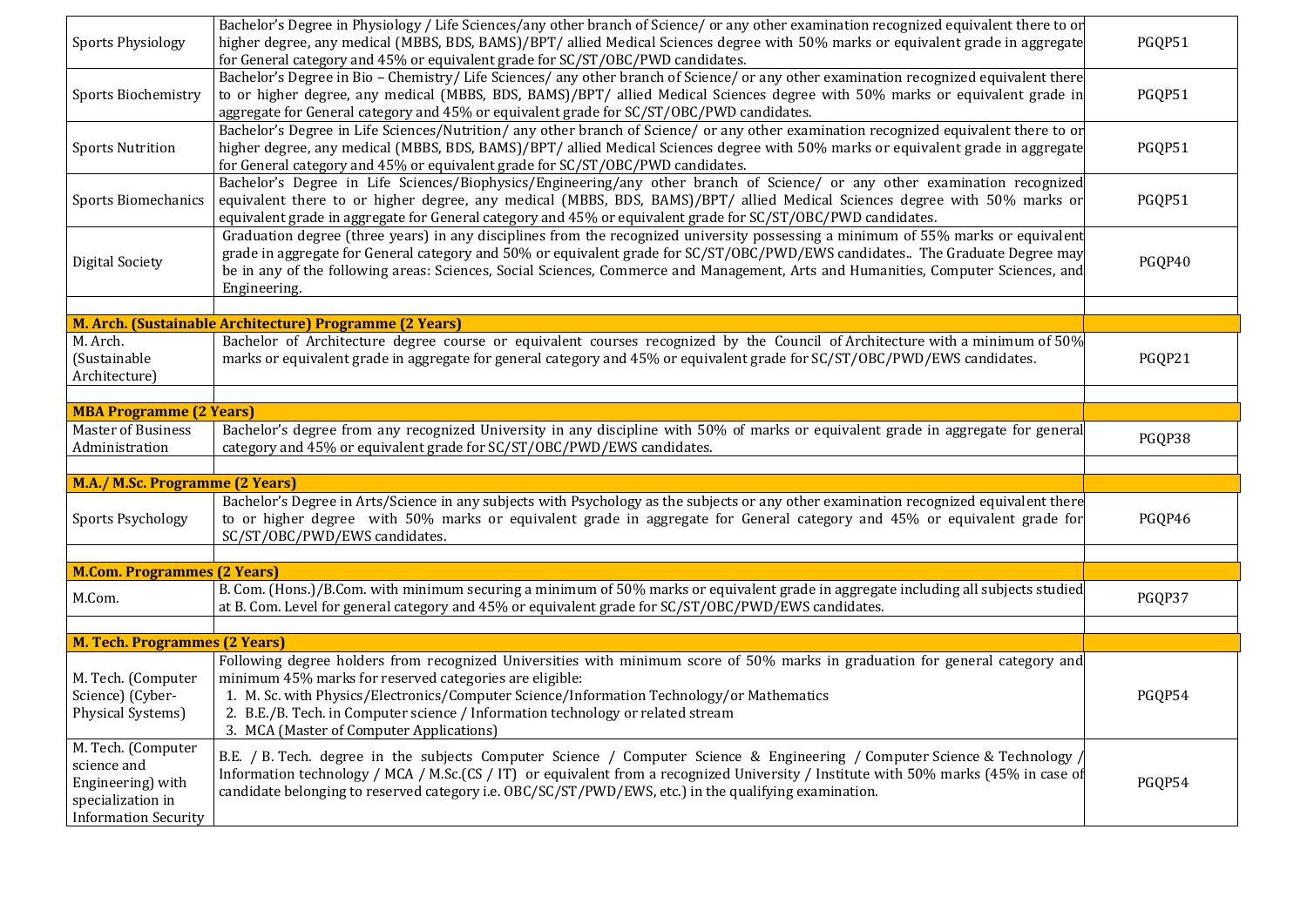| | | |
|---|---|---|
| Sports Physiology | Bachelor's Degree in Physiology / Life Sciences/any other branch of Science/ or any other examination recognized equivalent there to or higher degree, any medical (MBBS, BDS, BAMS)/BPT/ allied Medical Sciences degree with 50% marks or equivalent grade in aggregate for General category and 45% or equivalent grade for SC/ST/OBC/PWD candidates. | PGQP51 |
| Sports Biochemistry | Bachelor's Degree in Bio – Chemistry/ Life Sciences/ any other branch of Science/ or any other examination recognized equivalent there to or higher degree, any medical (MBBS, BDS, BAMS)/BPT/ allied Medical Sciences degree with 50% marks or equivalent grade in aggregate for General category and 45% or equivalent grade for SC/ST/OBC/PWD candidates. | PGQP51 |
| Sports Nutrition | Bachelor's Degree in Life Sciences/Nutrition/ any other branch of Science/ or any other examination recognized equivalent there to or higher degree, any medical (MBBS, BDS, BAMS)/BPT/ allied Medical Sciences degree with 50% marks or equivalent grade in aggregate for General category and 45% or equivalent grade for SC/ST/OBC/PWD candidates. | PGQP51 |
| Sports Biomechanics | Bachelor's Degree in Life Sciences/Biophysics/Engineering/any other branch of Science/ or any other examination recognized equivalent there to or higher degree, any medical (MBBS, BDS, BAMS)/BPT/ allied Medical Sciences degree with 50% marks or equivalent grade in aggregate for General category and 45% or equivalent grade for SC/ST/OBC/PWD candidates. | PGQP51 |
| Digital Society | Graduation degree (three years) in any disciplines from the recognized university possessing a minimum of 55% marks or equivalent grade in aggregate for General category and 50% or equivalent grade for SC/ST/OBC/PWD/EWS candidates.. The Graduate Degree may be in any of the following areas: Sciences, Social Sciences, Commerce and Management, Arts and Humanities, Computer Sciences, and Engineering. | PGQP40 |
| | | |
| **M. Arch. (Sustainable Architecture) Programme (2 Years)** | | |
| M. Arch. (Sustainable Architecture) | Bachelor of Architecture degree course or equivalent courses recognized by the Council of Architecture with a minimum of 50% marks or equivalent grade in aggregate for general category and 45% or equivalent grade for SC/ST/OBC/PWD/EWS candidates. | PGQP21 |
| | | |
| **MBA Programme (2 Years)** | | |
| Master of Business Administration | Bachelor's degree from any recognized University in any discipline with 50% of marks or equivalent grade in aggregate for general category and 45% or equivalent grade for SC/ST/OBC/PWD/EWS candidates. | PGQP38 |
| | | |
| **M.A./ M.Sc. Programme (2 Years)** | | |
| Sports Psychology | Bachelor's Degree in Arts/Science in any subjects with Psychology as the subjects or any other examination recognized equivalent there to or higher degree with 50% marks or equivalent grade in aggregate for General category and 45% or equivalent grade for SC/ST/OBC/PWD/EWS candidates. | PGQP46 |
| | | |
| **M.Com. Programmes (2 Years)** | | |
| M.Com. | B. Com. (Hons.)/B.Com. with minimum securing a minimum of 50% marks or equivalent grade in aggregate including all subjects studied at B. Com. Level for general category and 45% or equivalent grade for SC/ST/OBC/PWD/EWS candidates. | PGQP37 |
| | | |
| **M. Tech. Programmes (2 Years)** | | |
| M. Tech. (Computer Science) (Cyber-Physical Systems) | Following degree holders from recognized Universities with minimum score of 50% marks in graduation for general category and minimum 45% marks for reserved categories are eligible:<br>1. M. Sc. with Physics/Electronics/Computer Science/Information Technology/or Mathematics<br>2. B.E./B. Tech. in Computer science / Information technology or related stream<br>3. MCA (Master of Computer Applications) | PGQP54 |
| M. Tech. (Computer science and Engineering) with specialization in Information Security | B.E. / B. Tech. degree in the subjects Computer Science / Computer Science & Engineering / Computer Science & Technology / Information technology / MCA / M.Sc.(CS / IT) or equivalent from a recognized University / Institute with 50% marks (45% in case of candidate belonging to reserved category i.e. OBC/SC/ST/PWD/EWS, etc.) in the qualifying examination. | PGQP54 |